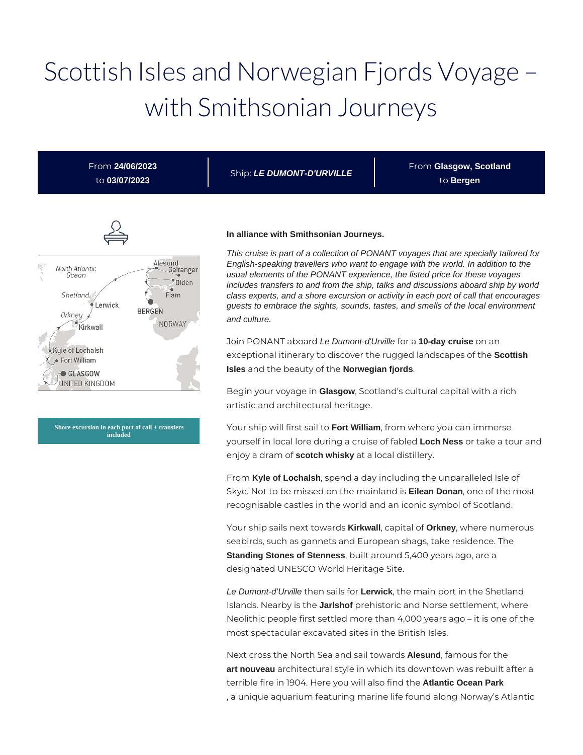# Scottish Isles and Norwegian Fjords Voyage – with Smithsonian Journeys

| From **24/06/2023** to **03/07/2023** | Ship: ***LE DUMONT-D'URVILLE*** | From **Glasgow, Scotland** to **Bergen** |
|---|---|---|

**Shore excursion in each port of call + transfers included**

**In alliance with Smithsonian Journeys.**

*This cruise is part of a collection of PONANT voyages that are specially tailored for English-speaking travellers who want to engage with the world. In addition to the usual elements of the PONANT experience, the listed price for these voyages includes transfers to and from the ship, talks and discussions aboard ship by world class experts, and a shore excursion or activity in each port of call that encourages guests to embrace the sights, sounds, tastes, and smells of the local environment and culture.*

Join PONANT aboard *Le Dumont-d'Urville* for a **10-day cruise** on an exceptional itinerary to discover the rugged landscapes of the **Scottish Isles** and the beauty of the **Norwegian fjords**.

Begin your voyage in **Glasgow**, Scotland's cultural capital with a rich artistic and architectural heritage.

Your ship will first sail to **Fort William**, from where you can immerse yourself in local lore during a cruise of fabled **Loch Ness** or take a tour and enjoy a dram of **scotch whisky** at a local distillery.

From **Kyle of Lochalsh**, spend a day including the unparalleled Isle of Skye. Not to be missed on the mainland is **Eilean Donan**, one of the most recognisable castles in the world and an iconic symbol of Scotland.

Your ship sails next towards **Kirkwall**, capital of **Orkney**, where numerous seabirds, such as gannets and European shags, take residence. The **Standing Stones of Stenness**, built around 5,400 years ago, are a designated UNESCO World Heritage Site.

*Le Dumont-d'Urville* then sails for **Lerwick**, the main port in the Shetland Islands. Nearby is the **Jarlshof** prehistoric and Norse settlement, where Neolithic people first settled more than 4,000 years ago – it is one of the most spectacular excavated sites in the British Isles.

Next cross the North Sea and sail towards **Alesund**, famous for the **art nouveau** architectural style in which its downtown was rebuilt after a terrible fire in 1904. Here you will also find the **Atlantic Ocean Park**, a unique aquarium featuring marine life found along Norway's Atlantic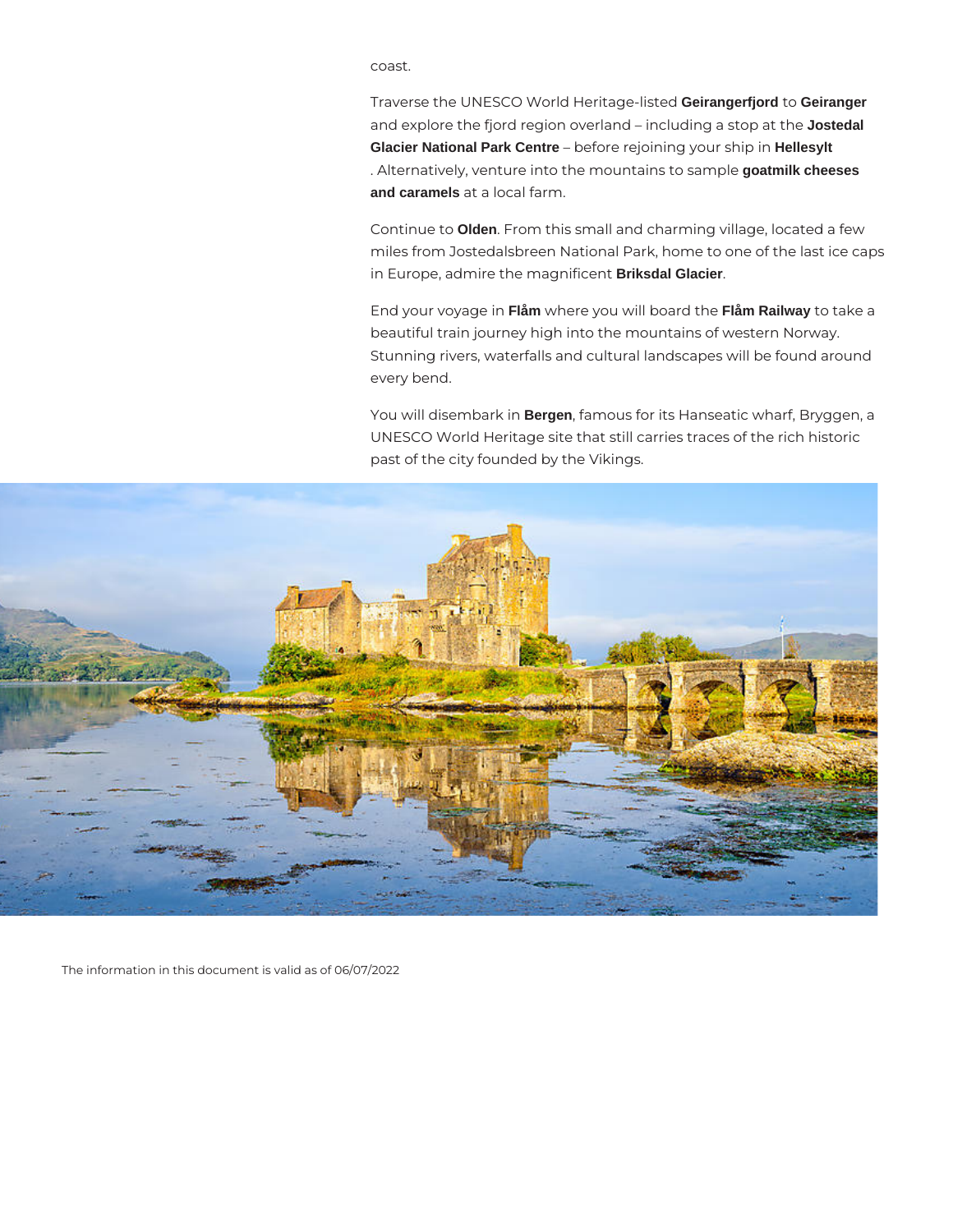coast.

Traverse the UNESCO World Heritage-listed **Geirangerfjord** to **Geiranger** and explore the fjord region overland – including a stop at the **Jostedal Glacier National Park Centre** – before rejoining your ship in **Hellesylt** . Alternatively, venture into the mountains to sample **goatmilk cheeses and caramels** at a local farm.

Continue to **Olden**. From this small and charming village, located a few miles from Jostedalsbreen National Park, home to one of the last ice caps in Europe, admire the magnificent **Briksdal Glacier**.

End your voyage in **Flåm** where you will board the **Flåm Railway** to take a beautiful train journey high into the mountains of western Norway. Stunning rivers, waterfalls and cultural landscapes will be found around every bend.

You will disembark in **Bergen**, famous for its Hanseatic wharf, Bryggen, a UNESCO World Heritage site that still carries traces of the rich historic past of the city founded by the Vikings.

The information in this document is valid as of 06/07/2022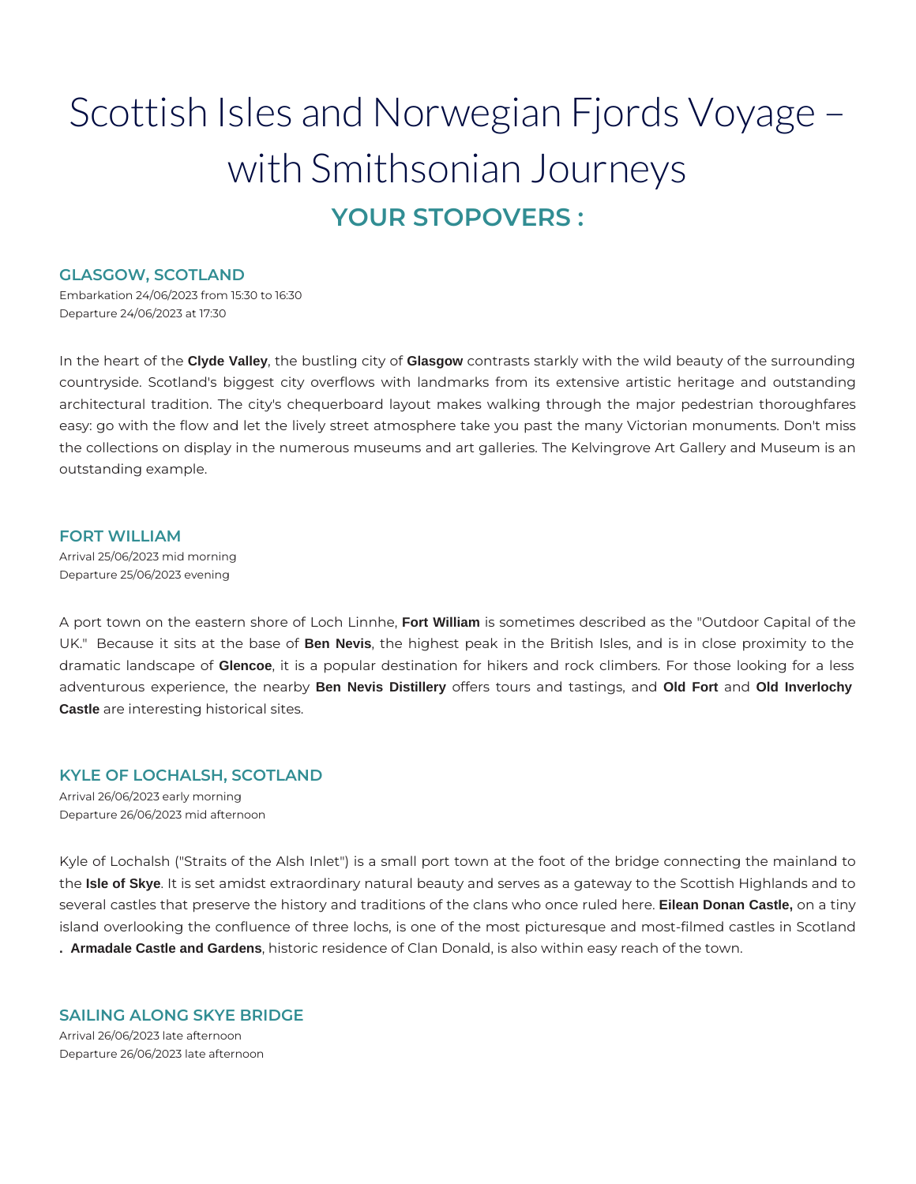# Scottish Isles and Norwegian Fjords Voyage – with Smithsonian Journeys

## YOUR STOPOVERS :

### GLASGOW, SCOTLAND

Embarkation 24/06/2023 from 15:30 to 16:30
Departure 24/06/2023 at 17:30

In the heart of the **Clyde Valley**, the bustling city of **Glasgow** contrasts starkly with the wild beauty of the surrounding countryside. Scotland's biggest city overflows with landmarks from its extensive artistic heritage and outstanding architectural tradition. The city's chequerboard layout makes walking through the major pedestrian thoroughfares easy: go with the flow and let the lively street atmosphere take you past the many Victorian monuments. Don't miss the collections on display in the numerous museums and art galleries. The Kelvingrove Art Gallery and Museum is an outstanding example.

### FORT WILLIAM

Arrival 25/06/2023 mid morning
Departure 25/06/2023 evening

A port town on the eastern shore of Loch Linnhe, **Fort William** is sometimes described as the "Outdoor Capital of the UK." Because it sits at the base of **Ben Nevis**, the highest peak in the British Isles, and is in close proximity to the dramatic landscape of **Glencoe**, it is a popular destination for hikers and rock climbers. For those looking for a less adventurous experience, the nearby **Ben Nevis Distillery** offers tours and tastings, and **Old Fort** and **Old Inverlochy Castle** are interesting historical sites.

### KYLE OF LOCHALSH, SCOTLAND

Arrival 26/06/2023 early morning
Departure 26/06/2023 mid afternoon

Kyle of Lochalsh ("Straits of the Alsh Inlet") is a small port town at the foot of the bridge connecting the mainland to the **Isle of Skye**. It is set amidst extraordinary natural beauty and serves as a gateway to the Scottish Highlands and to several castles that preserve the history and traditions of the clans who once ruled here. **Eilean Donan Castle,** on a tiny island overlooking the confluence of three lochs, is one of the most picturesque and most-filmed castles in Scotland. **Armadale Castle and Gardens**, historic residence of Clan Donald, is also within easy reach of the town.

### SAILING ALONG SKYE BRIDGE

Arrival 26/06/2023 late afternoon
Departure 26/06/2023 late afternoon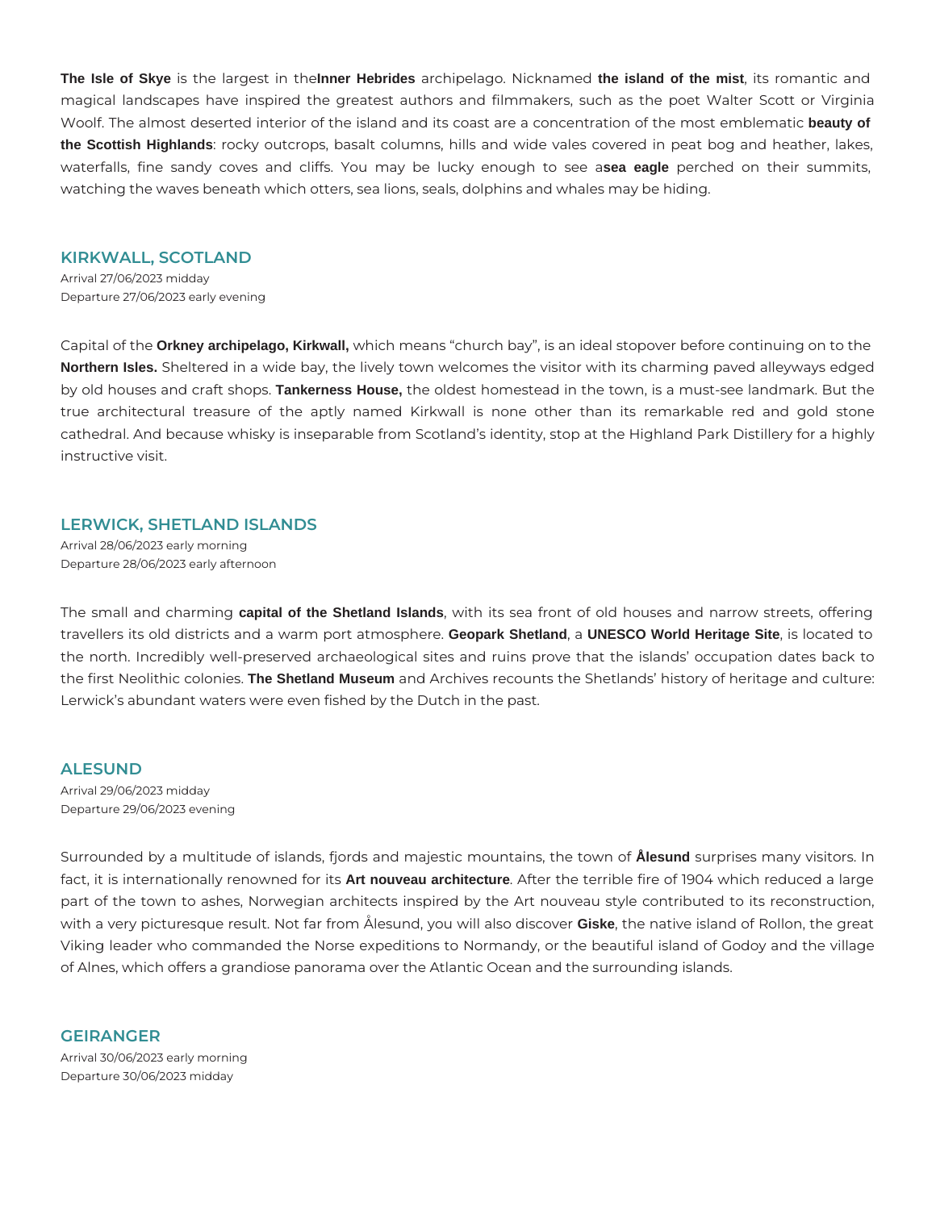**The Isle of Skye** is the largest in the **Inner Hebrides** archipelago. Nicknamed **the island of the mist**, its romantic and magical landscapes have inspired the greatest authors and filmmakers, such as the poet Walter Scott or Virginia Woolf. The almost deserted interior of the island and its coast are a concentration of the most emblematic **beauty of the Scottish Highlands**: rocky outcrops, basalt columns, hills and wide vales covered in peat bog and heather, lakes, waterfalls, fine sandy coves and cliffs. You may be lucky enough to see a **sea eagle** perched on their summits, watching the waves beneath which otters, sea lions, seals, dolphins and whales may be hiding.

## KIRKWALL, SCOTLAND

Arrival 27/06/2023 midday
Departure 27/06/2023 early evening

Capital of the **Orkney archipelago, Kirkwall,** which means "church bay", is an ideal stopover before continuing on to the **Northern Isles.** Sheltered in a wide bay, the lively town welcomes the visitor with its charming paved alleyways edged by old houses and craft shops. **Tankerness House,** the oldest homestead in the town, is a must-see landmark. But the true architectural treasure of the aptly named Kirkwall is none other than its remarkable red and gold stone cathedral. And because whisky is inseparable from Scotland's identity, stop at the Highland Park Distillery for a highly instructive visit.

## LERWICK, SHETLAND ISLANDS

Arrival 28/06/2023 early morning
Departure 28/06/2023 early afternoon

The small and charming **capital of the Shetland Islands**, with its sea front of old houses and narrow streets, offering travellers its old districts and a warm port atmosphere. **Geopark Shetland**, a **UNESCO World Heritage Site**, is located to the north. Incredibly well-preserved archaeological sites and ruins prove that the islands' occupation dates back to the first Neolithic colonies. **The Shetland Museum** and Archives recounts the Shetlands' history of heritage and culture: Lerwick's abundant waters were even fished by the Dutch in the past.

## ALESUND

Arrival 29/06/2023 midday
Departure 29/06/2023 evening

Surrounded by a multitude of islands, fjords and majestic mountains, the town of **Ålesund** surprises many visitors. In fact, it is internationally renowned for its **Art nouveau architecture**. After the terrible fire of 1904 which reduced a large part of the town to ashes, Norwegian architects inspired by the Art nouveau style contributed to its reconstruction, with a very picturesque result. Not far from Ålesund, you will also discover **Giske**, the native island of Rollon, the great Viking leader who commanded the Norse expeditions to Normandy, or the beautiful island of Godoy and the village of Alnes, which offers a grandiose panorama over the Atlantic Ocean and the surrounding islands.

## GEIRANGER

Arrival 30/06/2023 early morning
Departure 30/06/2023 midday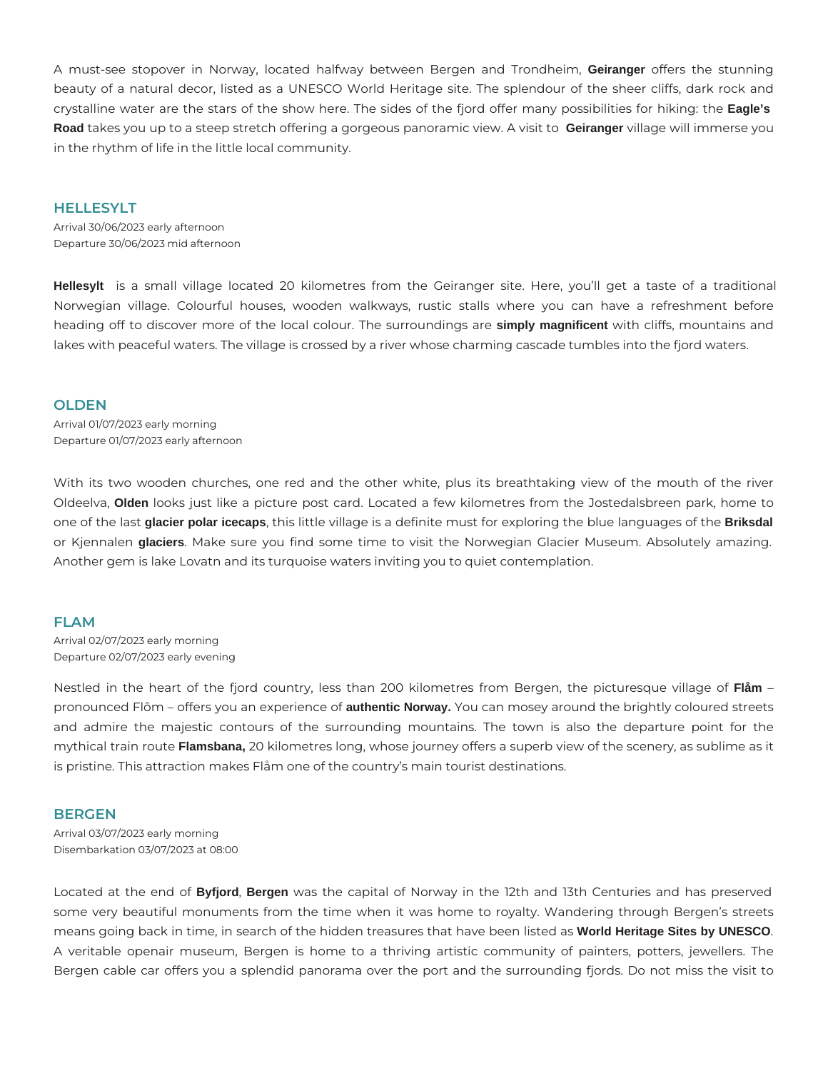A must-see stopover in Norway, located halfway between Bergen and Trondheim, **Geiranger** offers the stunning beauty of a natural decor, listed as a UNESCO World Heritage site. The splendour of the sheer cliffs, dark rock and crystalline water are the stars of the show here. The sides of the fjord offer many possibilities for hiking: the **Eagle's Road** takes you up to a steep stretch offering a gorgeous panoramic view. A visit to **Geiranger** village will immerse you in the rhythm of life in the little local community.

## HELLESYLT

Arrival 30/06/2023 early afternoon
Departure 30/06/2023 mid afternoon

**Hellesylt** is a small village located 20 kilometres from the Geiranger site. Here, you'll get a taste of a traditional Norwegian village. Colourful houses, wooden walkways, rustic stalls where you can have a refreshment before heading off to discover more of the local colour. The surroundings are **simply magnificent** with cliffs, mountains and lakes with peaceful waters. The village is crossed by a river whose charming cascade tumbles into the fjord waters.

## OLDEN

Arrival 01/07/2023 early morning
Departure 01/07/2023 early afternoon

With its two wooden churches, one red and the other white, plus its breathtaking view of the mouth of the river Oldeelva, **Olden** looks just like a picture post card. Located a few kilometres from the Jostedalsbreen park, home to one of the last **glacier polar icecaps**, this little village is a definite must for exploring the blue languages of the **Briksdal** or Kjennalen **glaciers**. Make sure you find some time to visit the Norwegian Glacier Museum. Absolutely amazing. Another gem is lake Lovatn and its turquoise waters inviting you to quiet contemplation.

## FLAM

Arrival 02/07/2023 early morning
Departure 02/07/2023 early evening

Nestled in the heart of the fjord country, less than 200 kilometres from Bergen, the picturesque village of **Flåm** – pronounced Flôm – offers you an experience of **authentic Norway.** You can mosey around the brightly coloured streets and admire the majestic contours of the surrounding mountains. The town is also the departure point for the mythical train route **Flamsbana,** 20 kilometres long, whose journey offers a superb view of the scenery, as sublime as it is pristine. This attraction makes Flåm one of the country's main tourist destinations.

## BERGEN

Arrival 03/07/2023 early morning
Disembarkation 03/07/2023 at 08:00

Located at the end of **Byfjord**, **Bergen** was the capital of Norway in the 12th and 13th Centuries and has preserved some very beautiful monuments from the time when it was home to royalty. Wandering through Bergen's streets means going back in time, in search of the hidden treasures that have been listed as **World Heritage Sites by UNESCO**. A veritable openair museum, Bergen is home to a thriving artistic community of painters, potters, jewellers. The Bergen cable car offers you a splendid panorama over the port and the surrounding fjords. Do not miss the visit to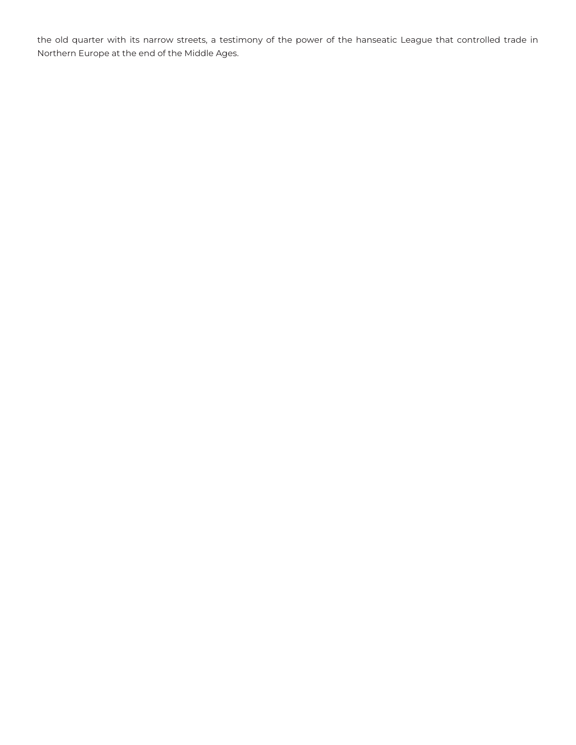the old quarter with its narrow streets, a testimony of the power of the hanseatic League that controlled trade in Northern Europe at the end of the Middle Ages.